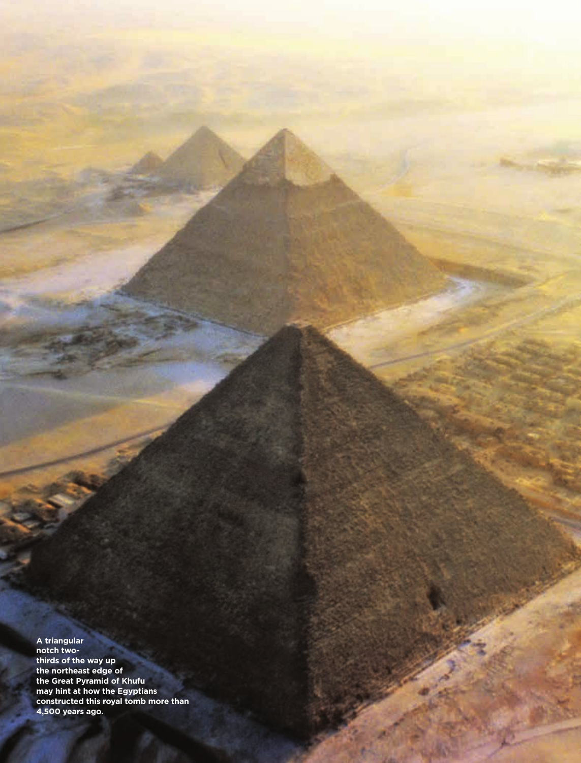A triangular notch two-thirds of the way up the northeast edge of the Great Pyramid of Khufu may hint at how the Egyptians constructed this royal tomb more than 4,500 years ago.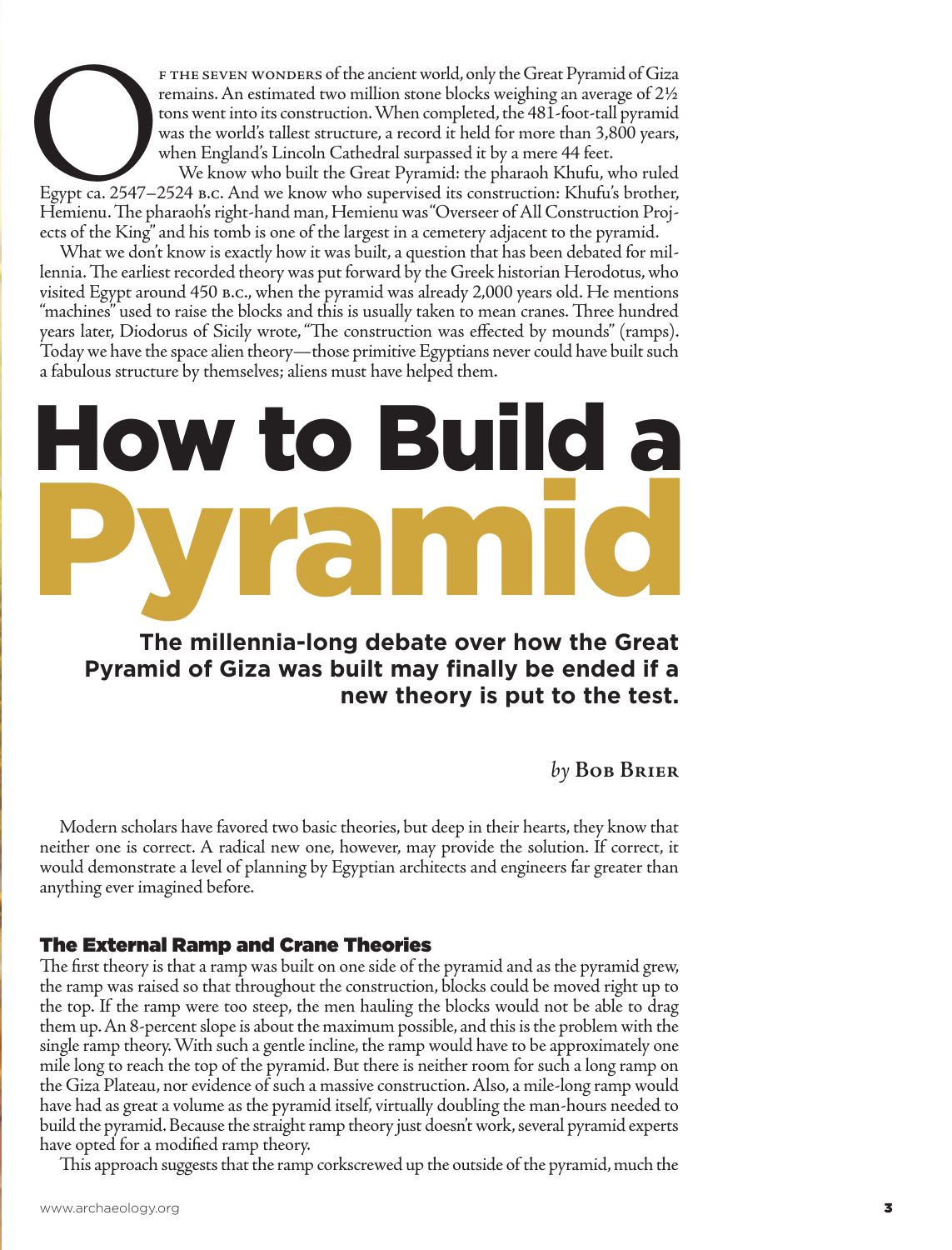Of the seven wonders of the ancient world, only the Great Pyramid of Giza remains. An estimated two million stone blocks weighing an average of 2½ tons went into its construction. When completed, the 481-foot-tall pyramid was the world's tallest structure, a record it held for more than 3,800 years, when England's Lincoln Cathedral surpassed it by a mere 44 feet.

We know who built the Great Pyramid: the pharaoh Khufu, who ruled Egypt ca. 2547–2524 B.C. And we know who supervised its construction: Khufu's brother, Hemienu. The pharaoh's right-hand man, Hemienu was "Overseer of All Construction Projects of the King" and his tomb is one of the largest in a cemetery adjacent to the pyramid.

What we don't know is exactly how it was built, a question that has been debated for millennia. The earliest recorded theory was put forward by the Greek historian Herodotus, who visited Egypt around 450 B.C., when the pyramid was already 2,000 years old. He mentions "machines" used to raise the blocks and this is usually taken to mean cranes. Three hundred years later, Diodorus of Sicily wrote, "The construction was effected by mounds" (ramps). Today we have the space alien theory—those primitive Egyptians never could have built such a fabulous structure by themselves; aliens must have helped them.

# How to Build a Pyramid

**The millennia-long debate over how the Great Pyramid of Giza was built may finally be ended if a new theory is put to the test.**

*by* **Bob Brier**

Modern scholars have favored two basic theories, but deep in their hearts, they know that neither one is correct. A radical new one, however, may provide the solution. If correct, it would demonstrate a level of planning by Egyptian architects and engineers far greater than anything ever imagined before.

## The External Ramp and Crane Theories

The first theory is that a ramp was built on one side of the pyramid and as the pyramid grew, the ramp was raised so that throughout the construction, blocks could be moved right up to the top. If the ramp were too steep, the men hauling the blocks would not be able to drag them up. An 8-percent slope is about the maximum possible, and this is the problem with the single ramp theory. With such a gentle incline, the ramp would have to be approximately one mile long to reach the top of the pyramid. But there is neither room for such a long ramp on the Giza Plateau, nor evidence of such a massive construction. Also, a mile-long ramp would have had as great a volume as the pyramid itself, virtually doubling the man-hours needed to build the pyramid. Because the straight ramp theory just doesn't work, several pyramid experts have opted for a modified ramp theory.

This approach suggests that the ramp corkscrewed up the outside of the pyramid, much the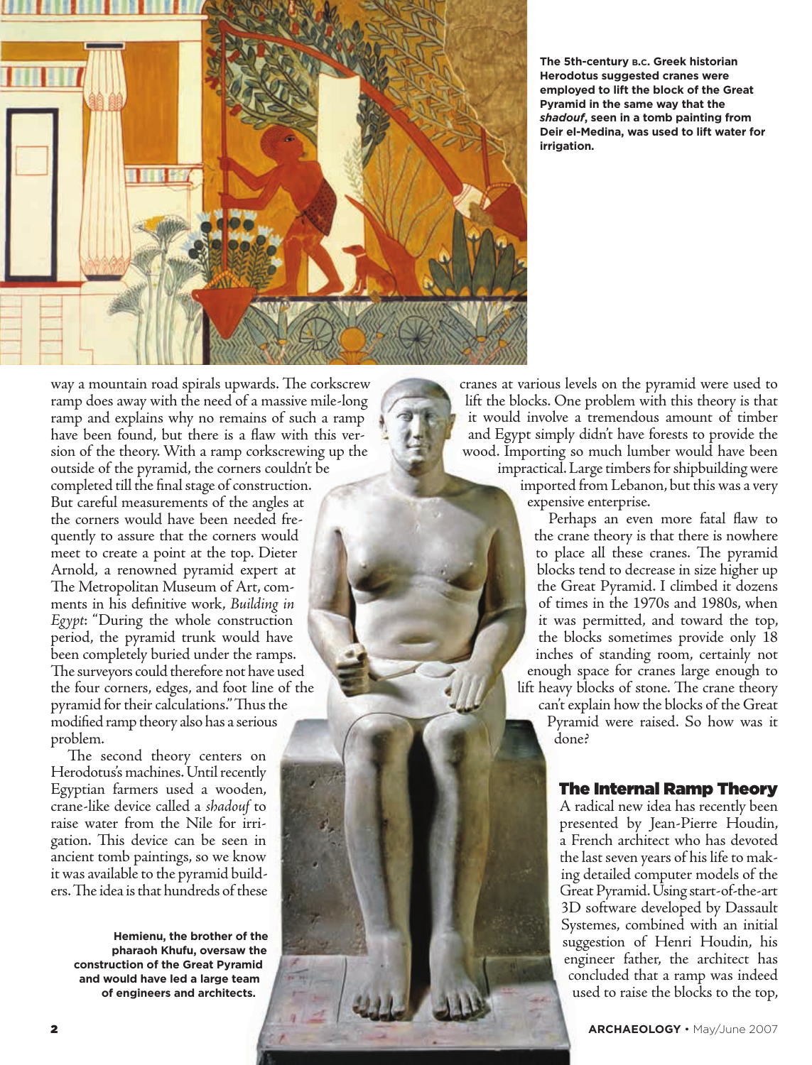The 5th-century B.C. Greek historian Herodotus suggested cranes were employed to lift the block of the Great Pyramid in the same way that the *shadouf*, seen in a tomb painting from Deir el-Medina, was used to lift water for irrigation.

way a mountain road spirals upwards. The corkscrew ramp does away with the need of a massive mile-long ramp and explains why no remains of such a ramp have been found, but there is a flaw with this version of the theory. With a ramp corkscrewing up the outside of the pyramid, the corners couldn't be completed till the final stage of construction. But careful measurements of the angles at the corners would have been needed frequently to assure that the corners would meet to create a point at the top. Dieter Arnold, a renowned pyramid expert at The Metropolitan Museum of Art, comments in his definitive work, *Building in Egypt*: "During the whole construction period, the pyramid trunk would have been completely buried under the ramps. The surveyors could therefore not have used the four corners, edges, and foot line of the pyramid for their calculations." Thus the modified ramp theory also has a serious problem.

The second theory centers on Herodotus's machines. Until recently Egyptian farmers used a wooden, crane-like device called a *shadouf* to raise water from the Nile for irrigation. This device can be seen in ancient tomb paintings, so we know it was available to the pyramid builders. The idea is that hundreds of these cranes at various levels on the pyramid were used to lift the blocks. One problem with this theory is that it would involve a tremendous amount of timber and Egypt simply didn't have forests to provide the wood. Importing so much lumber would have been impractical. Large timbers for shipbuilding were imported from Lebanon, but this was a very expensive enterprise.

Perhaps an even more fatal flaw to the crane theory is that there is nowhere to place all these cranes. The pyramid blocks tend to decrease in size higher up the Great Pyramid. I climbed it dozens of times in the 1970s and 1980s, when it was permitted, and toward the top, the blocks sometimes provide only 18 inches of standing room, certainly not enough space for cranes large enough to lift heavy blocks of stone. The crane theory can't explain how the blocks of the Great Pyramid were raised. So how was it done?

Hemienu, the brother of the pharaoh Khufu, oversaw the construction of the Great Pyramid and would have led a large team of engineers and architects.

## The Internal Ramp Theory

A radical new idea has recently been presented by Jean-Pierre Houdin, a French architect who has devoted the last seven years of his life to making detailed computer models of the Great Pyramid. Using start-of-the-art 3D software developed by Dassault Systemes, combined with an initial suggestion of Henri Houdin, his engineer father, the architect has concluded that a ramp was indeed used to raise the blocks to the top,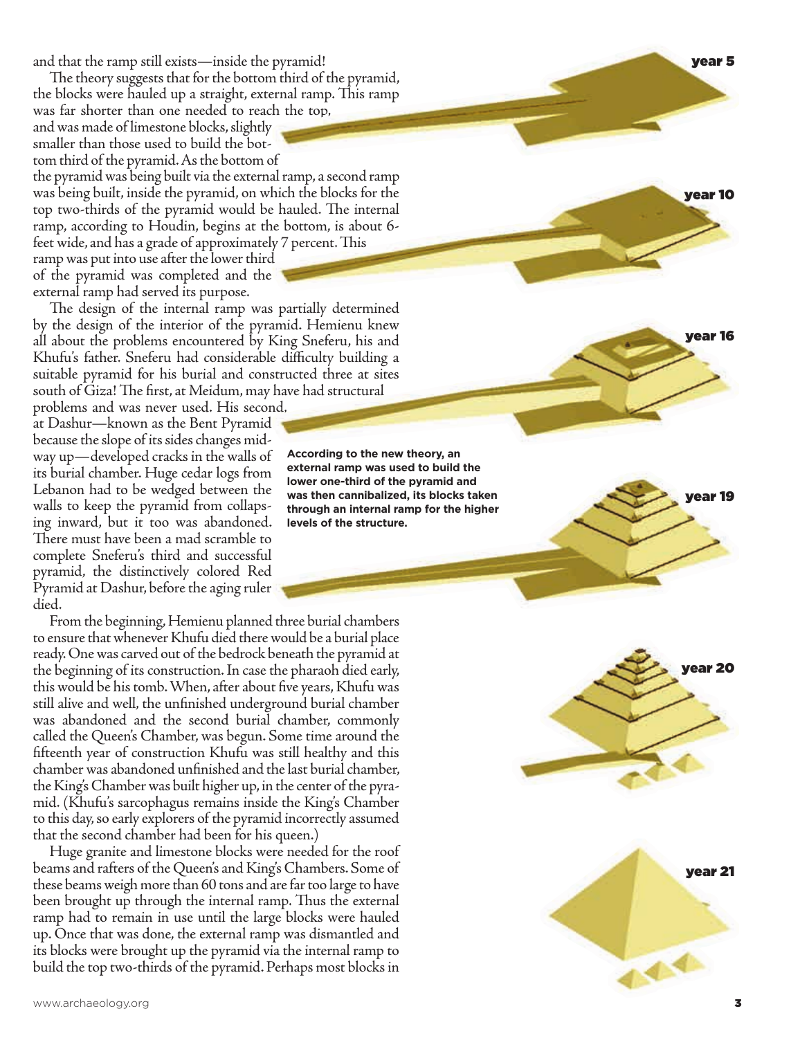and that the ramp still exists—inside the pyramid!

The theory suggests that for the bottom third of the pyramid, the blocks were hauled up a straight, external ramp. This ramp was far shorter than one needed to reach the top, and was made of limestone blocks, slightly smaller than those used to build the bottom third of the pyramid. As the bottom of the pyramid was being built via the external ramp, a second ramp was being built, inside the pyramid, on which the blocks for the top two-thirds of the pyramid would be hauled. The internal ramp, according to Houdin, begins at the bottom, is about 6-feet wide, and has a grade of approximately 7 percent. This ramp was put into use after the lower third of the pyramid was completed and the external ramp had served its purpose.

The design of the internal ramp was partially determined by the design of the interior of the pyramid. Hemienu knew all about the problems encountered by King Sneferu, his and Khufu's father. Sneferu had considerable difficulty building a suitable pyramid for his burial and constructed three at sites south of Giza! The first, at Meidum, may have had structural problems and was never used. His second, at Dashur—known as the Bent Pyramid because the slope of its sides changes midway up—developed cracks in the walls of its burial chamber. Huge cedar logs from Lebanon had to be wedged between the walls to keep the pyramid from collapsing inward, but it too was abandoned. There must have been a mad scramble to complete Sneferu's third and successful pyramid, the distinctively colored Red Pyramid at Dashur, before the aging ruler died.

From the beginning, Hemienu planned three burial chambers to ensure that whenever Khufu died there would be a burial place ready. One was carved out of the bedrock beneath the pyramid at the beginning of its construction. In case the pharaoh died early, this would be his tomb. When, after about five years, Khufu was still alive and well, the unfinished underground burial chamber was abandoned and the second burial chamber, commonly called the Queen's Chamber, was begun. Some time around the fifteenth year of construction Khufu was still healthy and this chamber was abandoned unfinished and the last burial chamber, the King's Chamber was built higher up, in the center of the pyramid. (Khufu's sarcophagus remains inside the King's Chamber to this day, so early explorers of the pyramid incorrectly assumed that the second chamber had been for his queen.)

Huge granite and limestone blocks were needed for the roof beams and rafters of the Queen's and King's Chambers. Some of these beams weigh more than 60 tons and are far too large to have been brought up through the internal ramp. Thus the external ramp had to remain in use until the large blocks were hauled up. Once that was done, the external ramp was dismantled and its blocks were brought up the pyramid via the internal ramp to build the top two-thirds of the pyramid. Perhaps most blocks in

**According to the new theory, an external ramp was used to build the lower one-third of the pyramid and was then cannibalized, its blocks taken through an internal ramp for the higher levels of the structure.**

year 5

year 10

year 16

year 19

year 20

year 21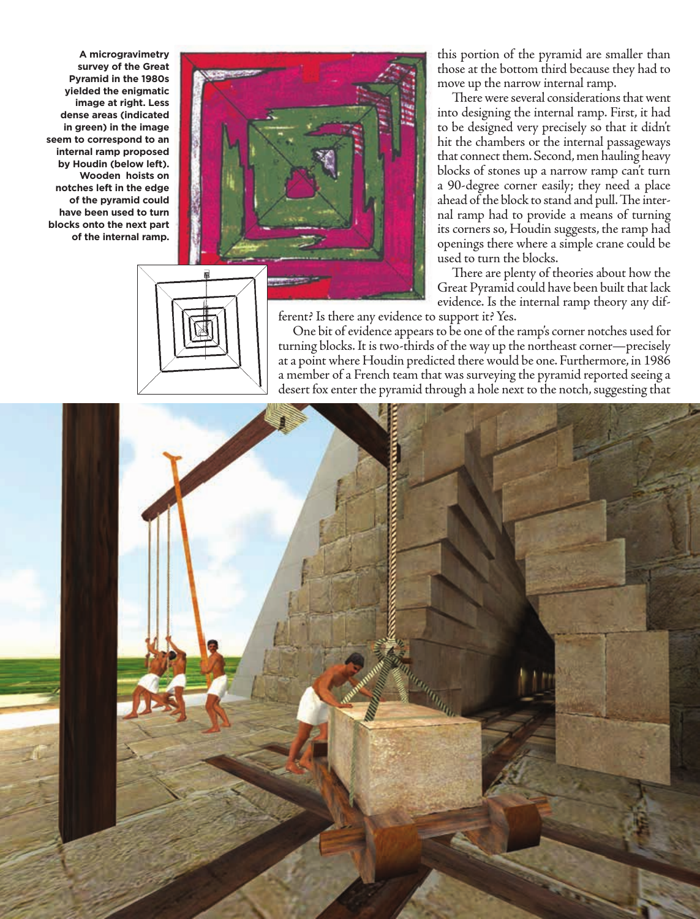**A microgravimetry survey of the Great Pyramid in the 1980s yielded the enigmatic image at right. Less dense areas (indicated in green) in the image seem to correspond to an internal ramp proposed by Houdin (below left). Wooden hoists on notches left in the edge of the pyramid could have been used to turn blocks onto the next part of the internal ramp.**

this portion of the pyramid are smaller than those at the bottom third because they had to move up the narrow internal ramp.

There were several considerations that went into designing the internal ramp. First, it had to be designed very precisely so that it didn't hit the chambers or the internal passageways that connect them. Second, men hauling heavy blocks of stones up a narrow ramp can't turn a 90-degree corner easily; they need a place ahead of the block to stand and pull. The internal ramp had to provide a means of turning its corners so, Houdin suggests, the ramp had openings there where a simple crane could be used to turn the blocks.

There are plenty of theories about how the Great Pyramid could have been built that lack evidence. Is the internal ramp theory any different? Is there any evidence to support it? Yes.

One bit of evidence appears to be one of the ramp's corner notches used for turning blocks. It is two-thirds of the way up the northeast corner—precisely at a point where Houdin predicted there would be one. Furthermore, in 1986 a member of a French team that was surveying the pyramid reported seeing a desert fox enter the pyramid through a hole next to the notch, suggesting that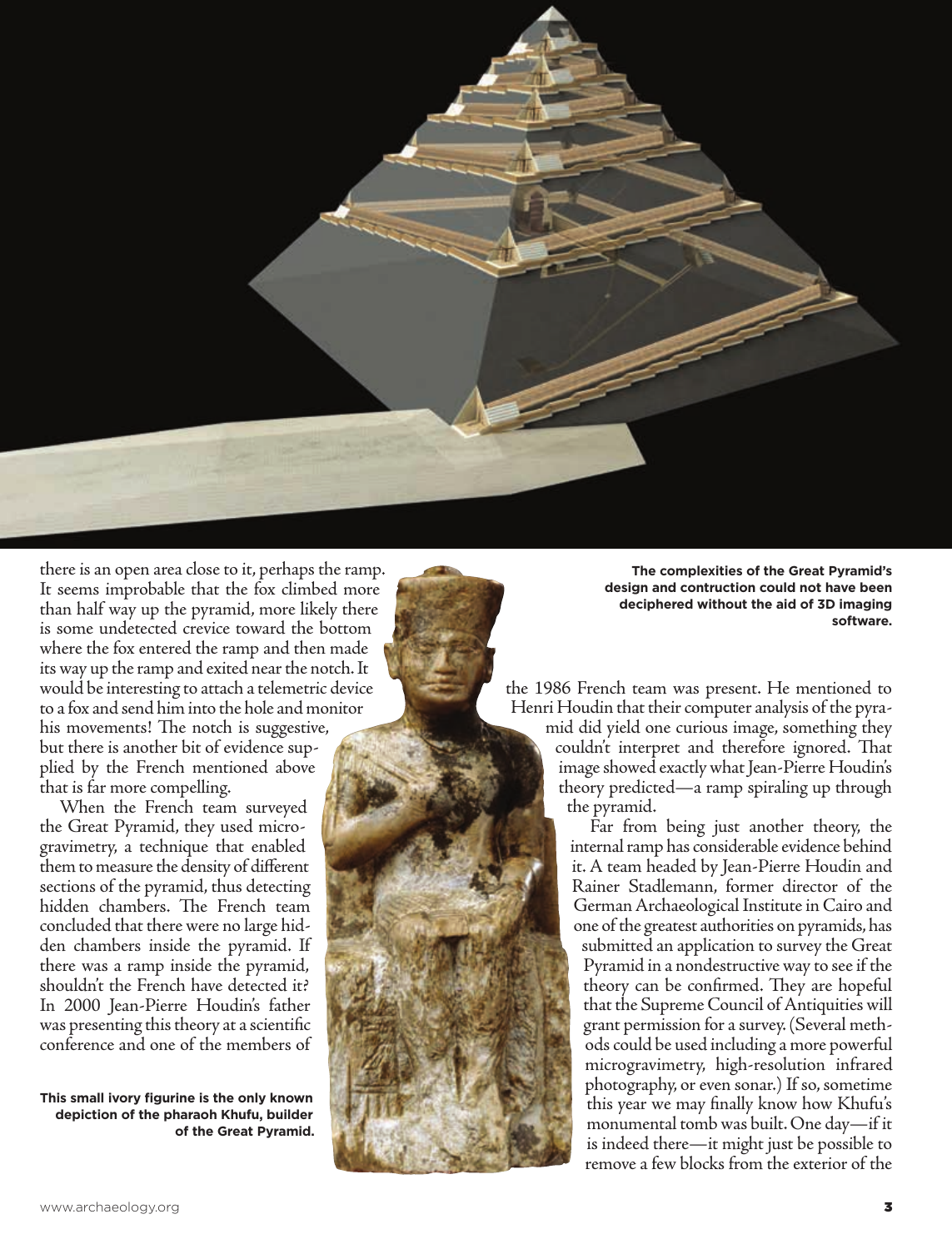there is an open area close to it, perhaps the ramp. It seems improbable that the fox climbed more than half way up the pyramid, more likely there is some undetected crevice toward the bottom where the fox entered the ramp and then made its way up the ramp and exited near the notch. It would be interesting to attach a telemetric device to a fox and send him into the hole and monitor his movements! The notch is suggestive, but there is another bit of evidence supplied by the French mentioned above that is far more compelling.

When the French team surveyed the Great Pyramid, they used microgravimetry, a technique that enabled them to measure the density of different sections of the pyramid, thus detecting hidden chambers. The French team concluded that there were no large hidden chambers inside the pyramid. If there was a ramp inside the pyramid, shouldn't the French have detected it? In 2000 Jean-Pierre Houdin's father was presenting this theory at a scientific conference and one of the members of the 1986 French team was present. He mentioned to Henri Houdin that their computer analysis of the pyramid did yield one curious image, something they couldn't interpret and therefore ignored. That image showed exactly what Jean-Pierre Houdin's theory predicted—a ramp spiraling up through the pyramid.

Far from being just another theory, the internal ramp has considerable evidence behind it. A team headed by Jean-Pierre Houdin and Rainer Stadlemann, former director of the German Archaeological Institute in Cairo and one of the greatest authorities on pyramids, has submitted an application to survey the Great Pyramid in a nondestructive way to see if the theory can be confirmed. They are hopeful that the Supreme Council of Antiquities will grant permission for a survey. (Several methods could be used including a more powerful microgravimetry, high-resolution infrared photography, or even sonar.) If so, sometime this year we may finally know how Khufu's monumental tomb was built. One day—if it is indeed there—it might just be possible to remove a few blocks from the exterior of the

**The complexities of the Great Pyramid's design and contruction could not have been deciphered without the aid of 3D imaging software.**

**This small ivory figurine is the only known depiction of the pharaoh Khufu, builder of the Great Pyramid.**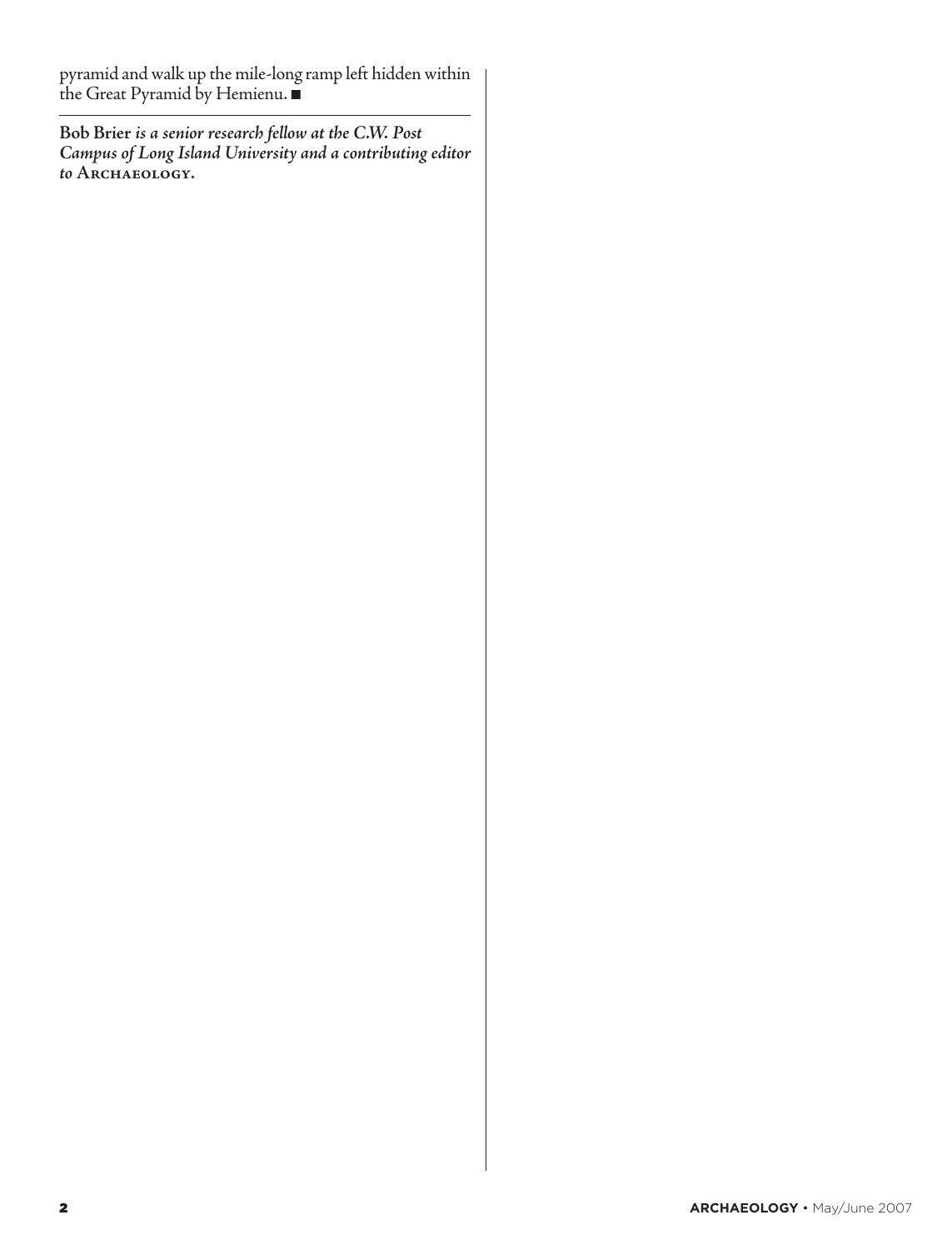pyramid and walk up the mile-long ramp left hidden within the Great Pyramid by Hemienu. ■

---

**Bob Brier** ***is a senior research fellow at the C.W. Post Campus of Long Island University and a contributing editor to*** **ARCHAEOLOGY.**